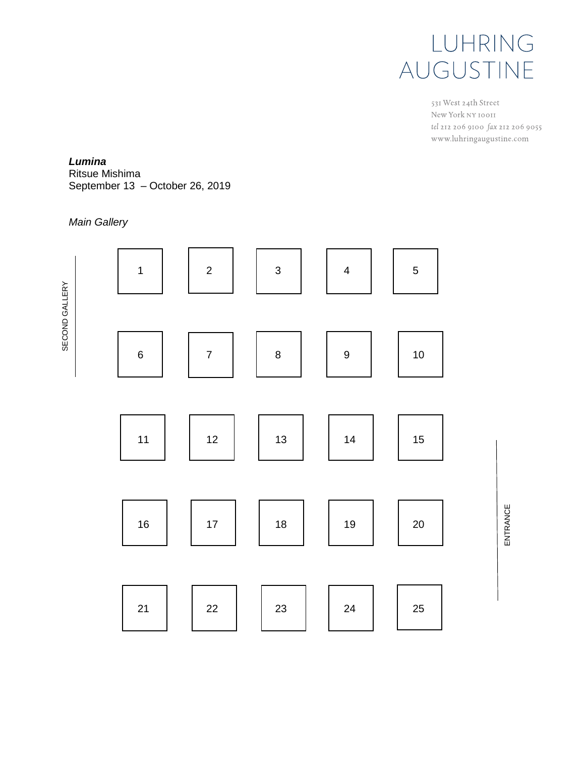LUHRING
AUGUSTINE

531 West 24th Street
New York NY 10011
*tel* 212 206 9100 *fax* 212 206 9055
www.luhringaugustine.com

***Lumina***
Ritsue Mishima
September 13 – October 26, 2019

*Main Gallery*

SECOND GALLERY

| 1 | 2 | 3 | 4 | 5 |
|---|---|---|---|---|
| 6 | 7 | 8 | 9 | 10 |
| 11 | 12 | 13 | 14 | 15 |
| 16 | 17 | 18 | 19 | 20 |
| 21 | 22 | 23 | 24 | 25 |

ENTRANCE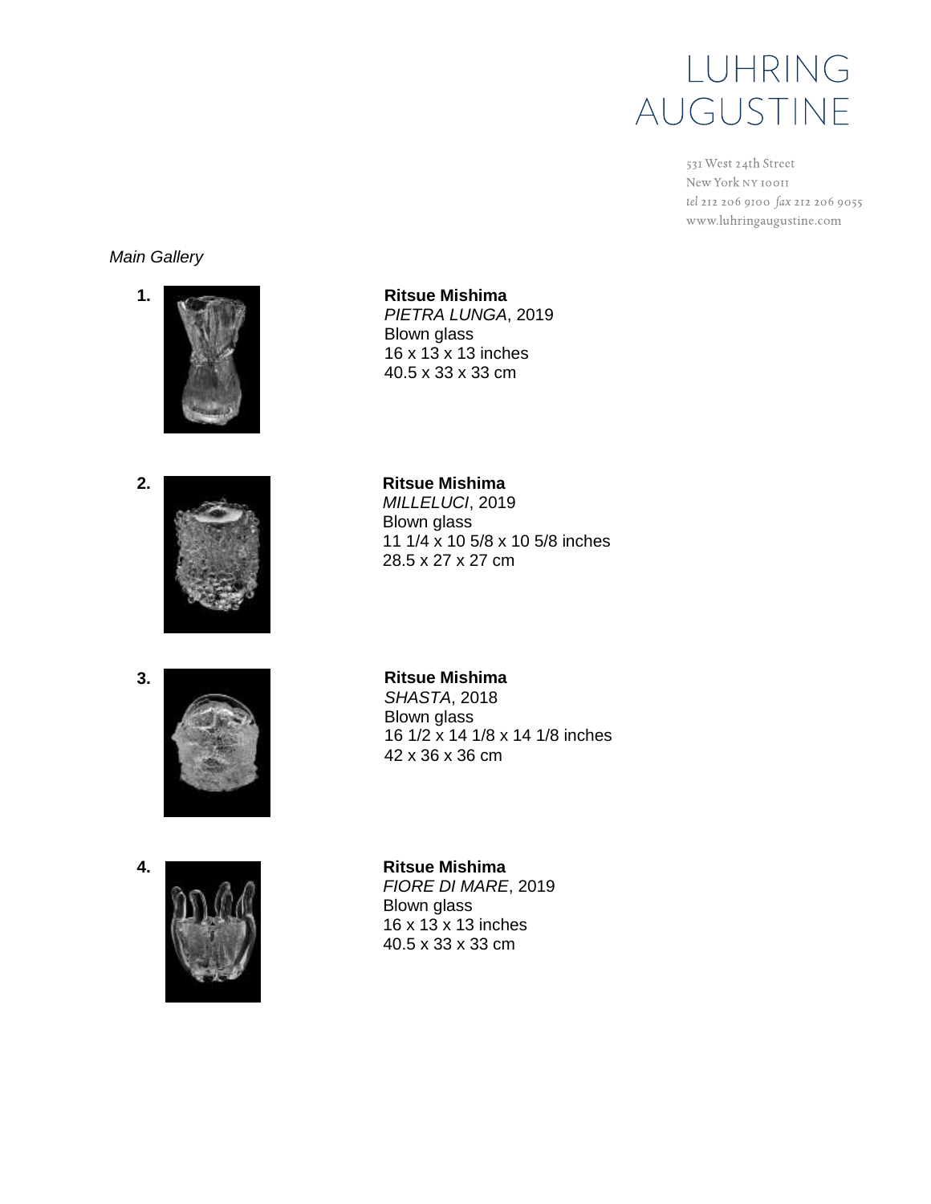LUHRING AUGUSTINE

531 West 24th Street
New York NY 10011
tel 212 206 9100 fax 212 206 9055
www.luhringaugustine.com

*Main Gallery*

**1.**

**Ritsue Mishima**
*PIETRA LUNGA*, 2019
Blown glass
16 x 13 x 13 inches
40.5 x 33 x 33 cm

**2.**

**Ritsue Mishima**
*MILLELUCI*, 2019
Blown glass
11 1/4 x 10 5/8 x 10 5/8 inches
28.5 x 27 x 27 cm

**3.**

**Ritsue Mishima**
*SHASTA*, 2018
Blown glass
16 1/2 x 14 1/8 x 14 1/8 inches
42 x 36 x 36 cm

**4.**

**Ritsue Mishima**
*FIORE DI MARE*, 2019
Blown glass
16 x 13 x 13 inches
40.5 x 33 x 33 cm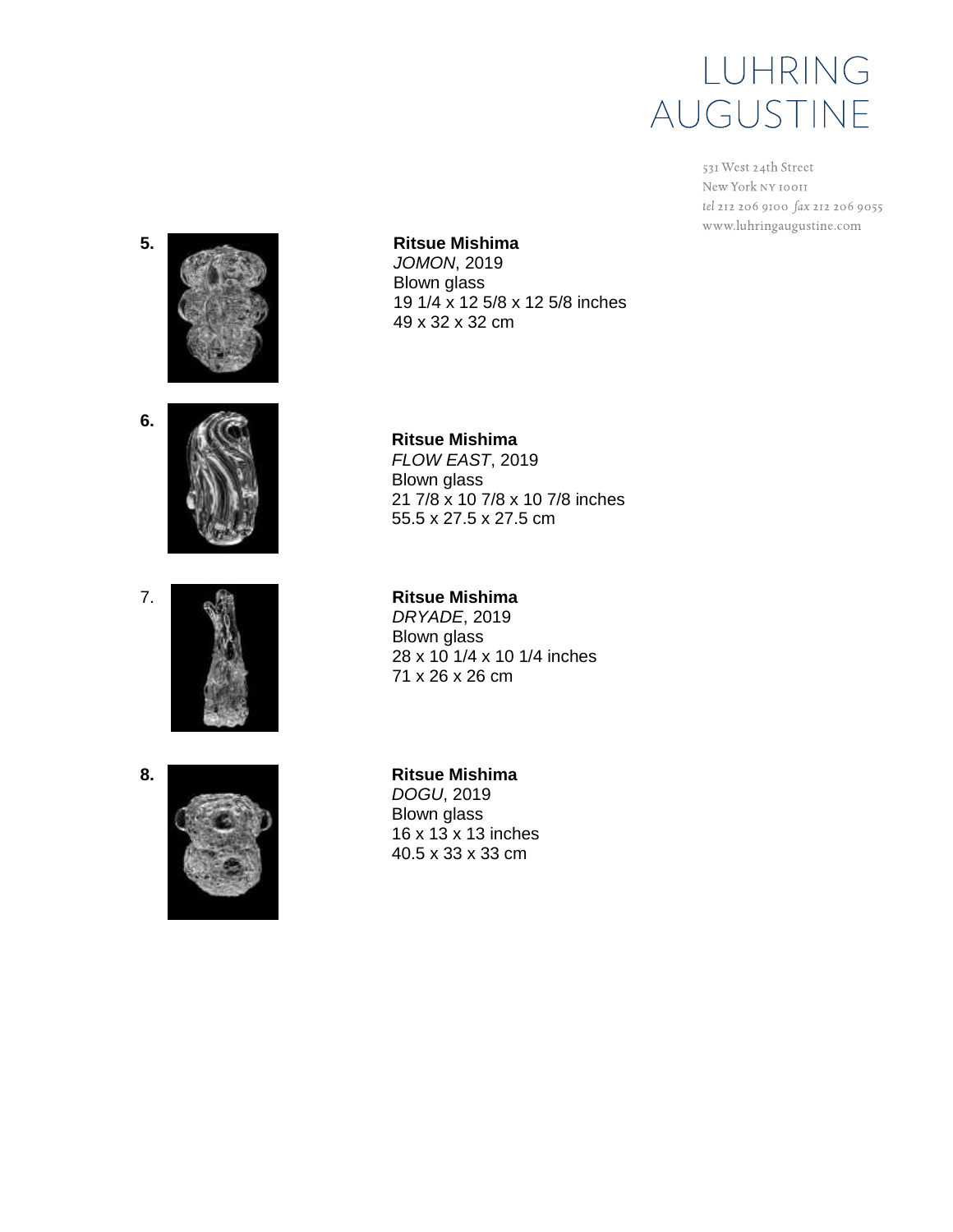LUHRING AUGUSTINE

531 West 24th Street
New York NY 10011
*tel* 212 206 9100 *fax* 212 206 9055
www.luhringaugustine.com

**5.**

**Ritsue Mishima**
*JOMON*, 2019
Blown glass
19 1/4 x 12 5/8 x 12 5/8 inches
49 x 32 x 32 cm

**6.**

**Ritsue Mishima**
*FLOW EAST*, 2019
Blown glass
21 7/8 x 10 7/8 x 10 7/8 inches
55.5 x 27.5 x 27.5 cm

7.

**Ritsue Mishima**
*DRYADE*, 2019
Blown glass
28 x 10 1/4 x 10 1/4 inches
71 x 26 x 26 cm

**8.**

**Ritsue Mishima**
*DOGU*, 2019
Blown glass
16 x 13 x 13 inches
40.5 x 33 x 33 cm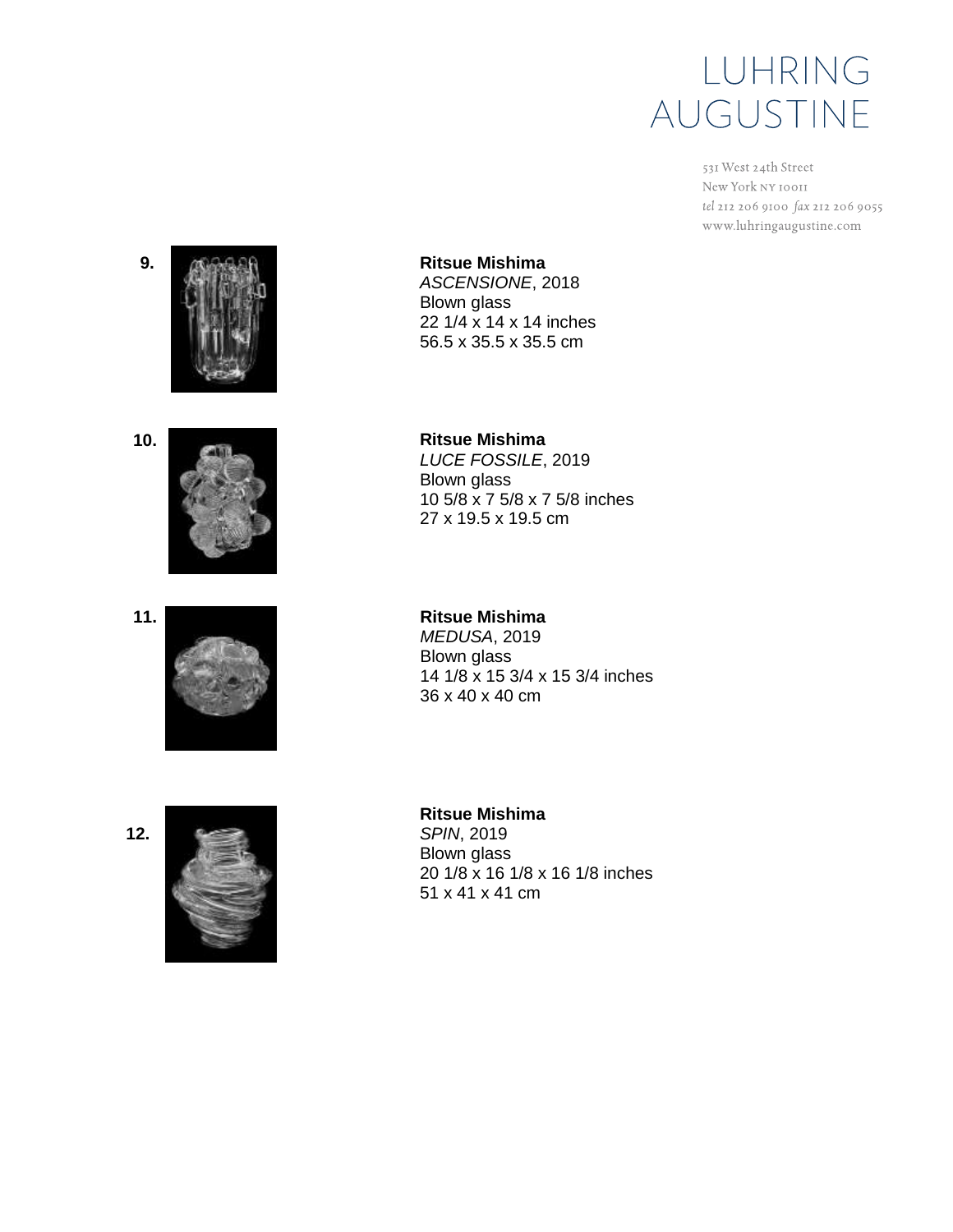9.

**Ritsue Mishima**
*ASCENSIONE*, 2018
Blown glass
22 1/4 x 14 x 14 inches
56.5 x 35.5 x 35.5 cm

10.

**Ritsue Mishima**
*LUCE FOSSILE*, 2019
Blown glass
10 5/8 x 7 5/8 x 7 5/8 inches
27 x 19.5 x 19.5 cm

11.

**Ritsue Mishima**
*MEDUSA*, 2019
Blown glass
14 1/8 x 15 3/4 x 15 3/4 inches
36 x 40 x 40 cm

12.

**Ritsue Mishima**
*SPIN*, 2019
Blown glass
20 1/8 x 16 1/8 x 16 1/8 inches
51 x 41 x 41 cm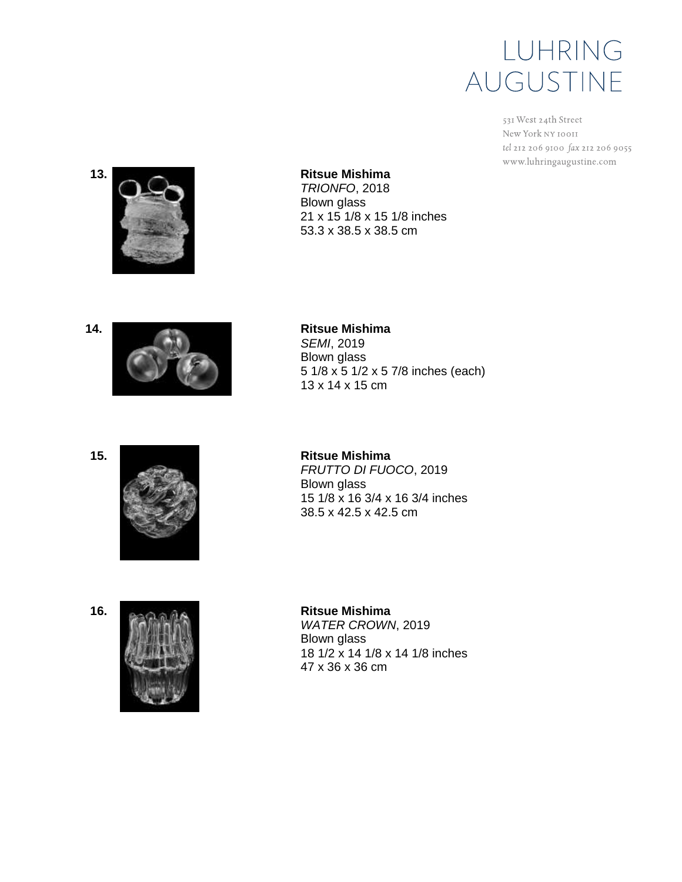LUHRING AUGUSTINE

531 West 24th Street
New York NY 10011
*tel* 212 206 9100 *fax* 212 206 9055
www.luhringaugustine.com

**13.**

**Ritsue Mishima**
*TRIONFO*, 2018
Blown glass
21 x 15 1/8 x 15 1/8 inches
53.3 x 38.5 x 38.5 cm

**14.**

**Ritsue Mishima**
*SEMI*, 2019
Blown glass
5 1/8 x 5 1/2 x 5 7/8 inches (each)
13 x 14 x 15 cm

**15.**

**Ritsue Mishima**
*FRUTTO DI FUOCO*, 2019
Blown glass
15 1/8 x 16 3/4 x 16 3/4 inches
38.5 x 42.5 x 42.5 cm

**16.**

**Ritsue Mishima**
*WATER CROWN*, 2019
Blown glass
18 1/2 x 14 1/8 x 14 1/8 inches
47 x 36 x 36 cm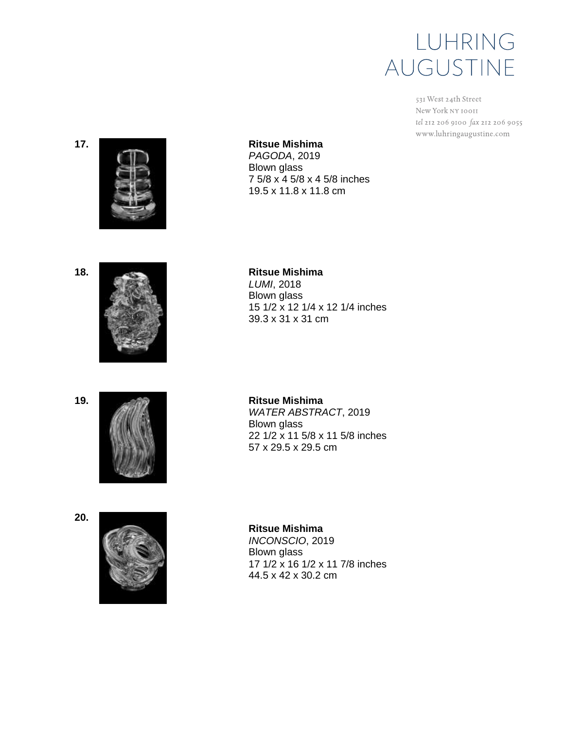**17.**

**Ritsue Mishima**
*PAGODA*, 2019
Blown glass
7 5/8 x 4 5/8 x 4 5/8 inches
19.5 x 11.8 x 11.8 cm

**18.**

**Ritsue Mishima**
*LUMI*, 2018
Blown glass
15 1/2 x 12 1/4 x 12 1/4 inches
39.3 x 31 x 31 cm

**19.**

**Ritsue Mishima**
*WATER ABSTRACT*, 2019
Blown glass
22 1/2 x 11 5/8 x 11 5/8 inches
57 x 29.5 x 29.5 cm

**20.**

**Ritsue Mishima**
*INCONSCIO*, 2019
Blown glass
17 1/2 x 16 1/2 x 11 7/8 inches
44.5 x 42 x 30.2 cm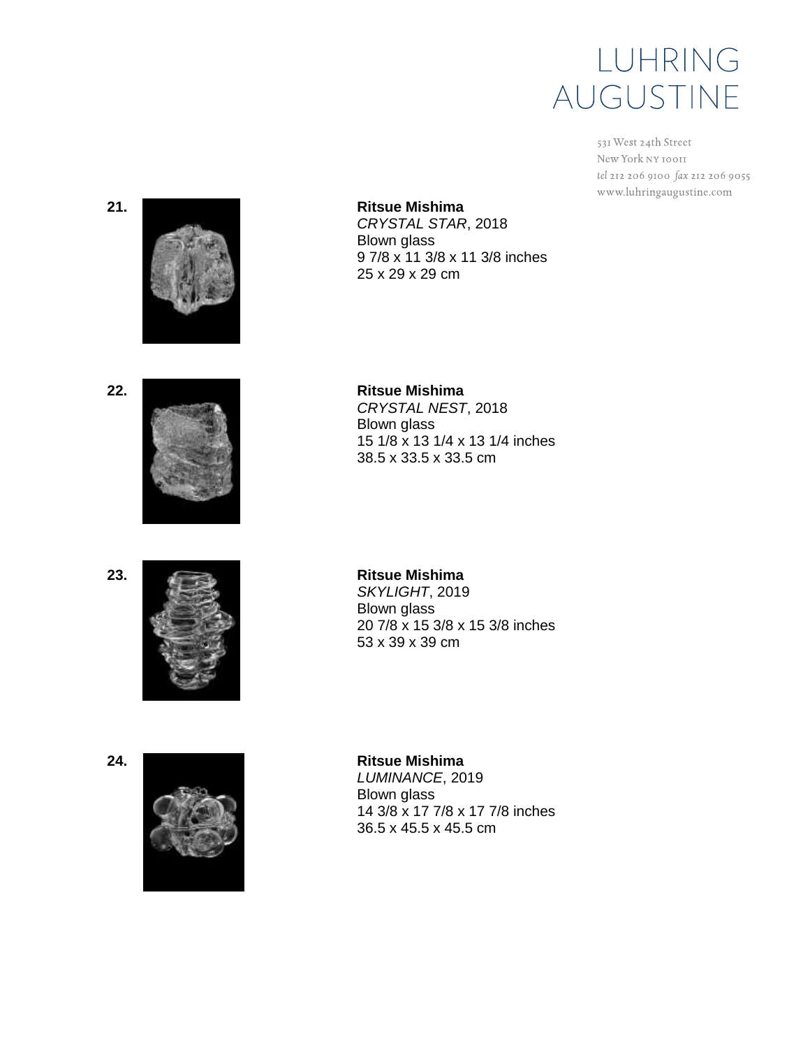**21.**

**Ritsue Mishima**
*CRYSTAL STAR*, 2018
Blown glass
9 7/8 x 11 3/8 x 11 3/8 inches
25 x 29 x 29 cm

**22.**

**Ritsue Mishima**
*CRYSTAL NEST*, 2018
Blown glass
15 1/8 x 13 1/4 x 13 1/4 inches
38.5 x 33.5 x 33.5 cm

**23.**

**Ritsue Mishima**
*SKYLIGHT*, 2019
Blown glass
20 7/8 x 15 3/8 x 15 3/8 inches
53 x 39 x 39 cm

**24.**

**Ritsue Mishima**
*LUMINANCE*, 2019
Blown glass
14 3/8 x 17 7/8 x 17 7/8 inches
36.5 x 45.5 x 45.5 cm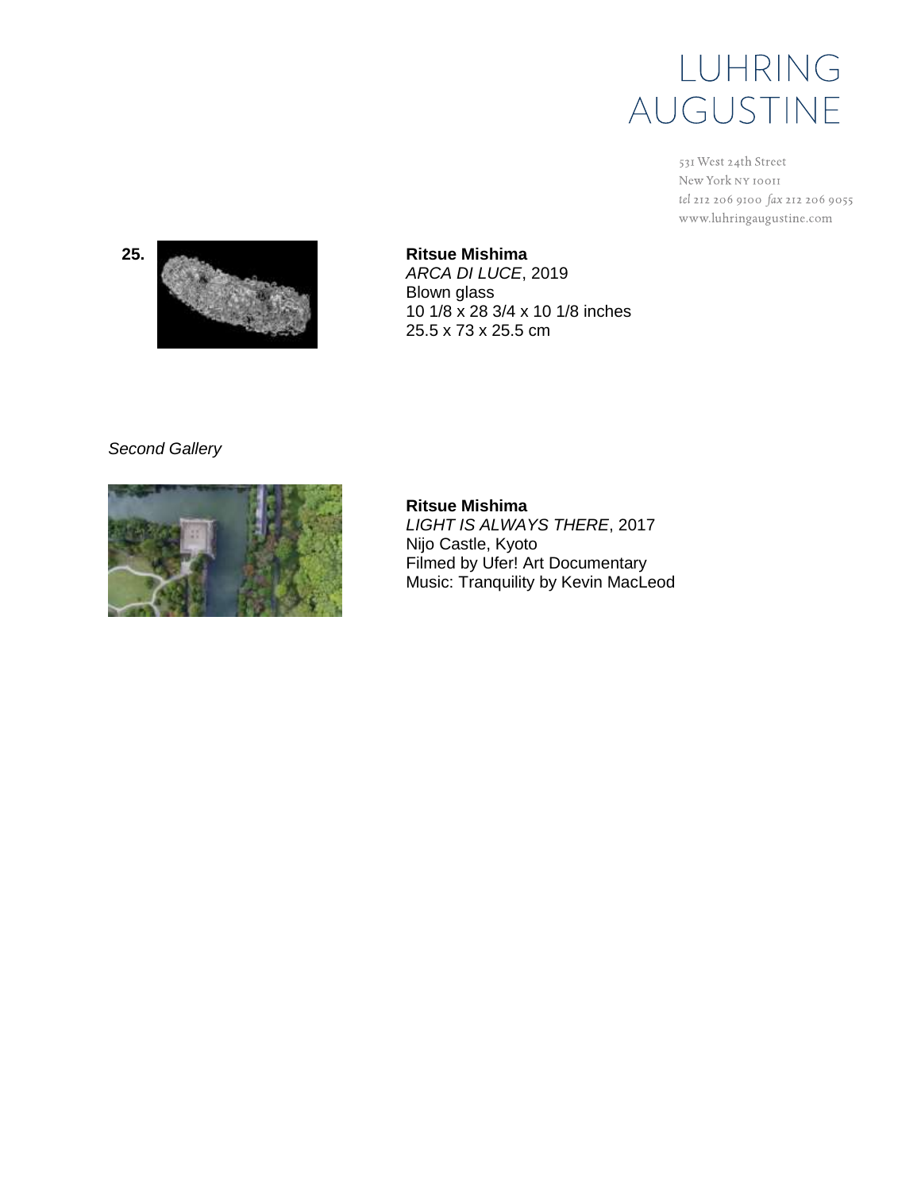LUHRING AUGUSTINE

531 West 24th Street
New York NY 10011
tel 212 206 9100 fax 212 206 9055
www.luhringaugustine.com

**25.**

**Ritsue Mishima**
*ARCA DI LUCE*, 2019
Blown glass
10 1/8 x 28 3/4 x 10 1/8 inches
25.5 x 73 x 25.5 cm

*Second Gallery*

**Ritsue Mishima**
*LIGHT IS ALWAYS THERE*, 2017
Nijo Castle, Kyoto
Filmed by Ufer! Art Documentary
Music: Tranquility by Kevin MacLeod